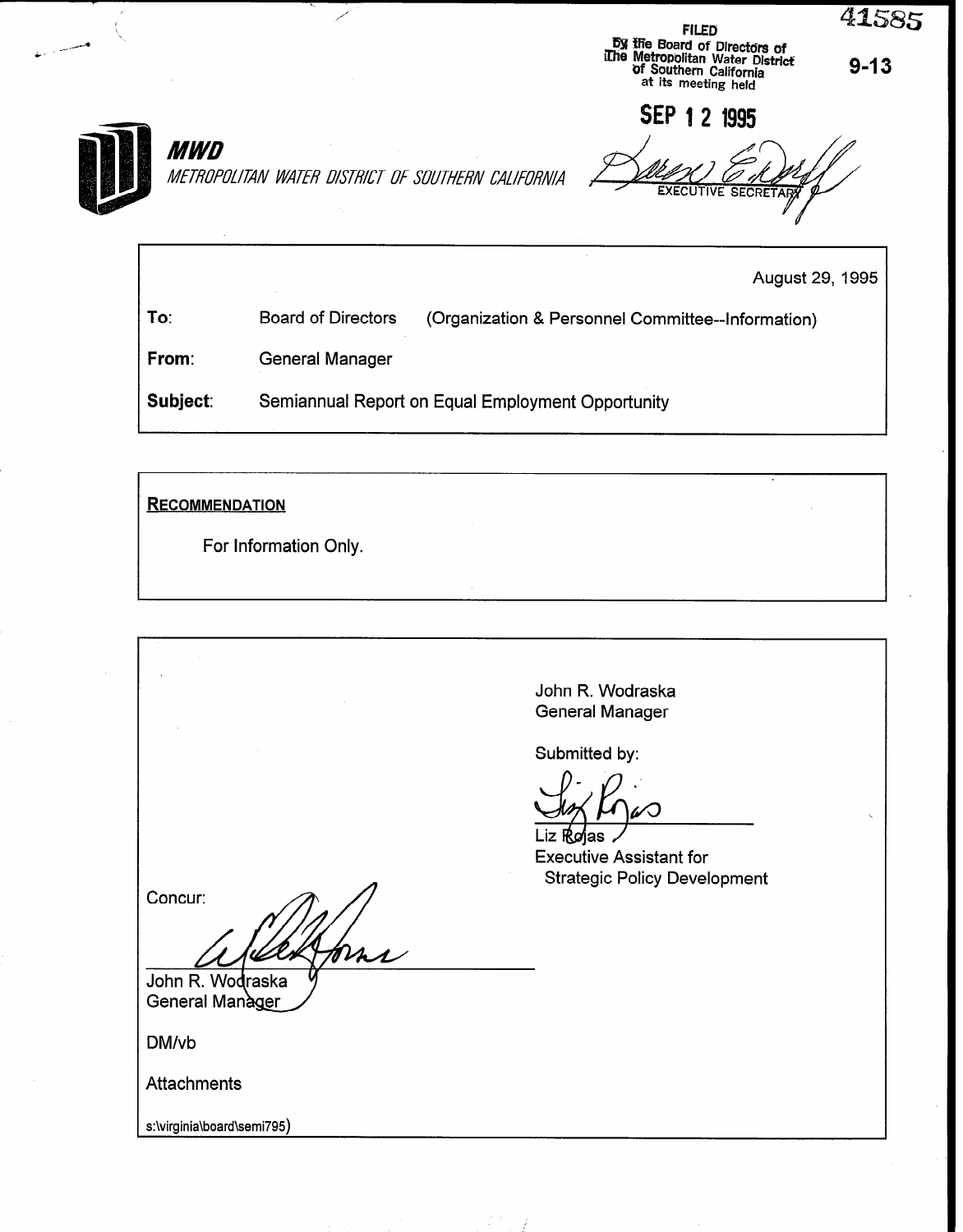41585

9-13

FILED
By the Board of Directors of
The Metropolitan Water District
of Southern California
at its meeting held

SEP 12 1995

EXECUTIVE SECRETARY

**MWD**
*METROPOLITAN WATER DISTRICT OF SOUTHERN CALIFORNIA*

August 29, 1995

**To:** Board of Directors (Organization & Personnel Committee--Information)

**From:** General Manager

**Subject:** Semiannual Report on Equal Employment Opportunity

**RECOMMENDATION**

For Information Only.

John R. Wodraska
General Manager

Submitted by:

Liz Rojas
Executive Assistant for
Strategic Policy Development

Concur:

John R. Wodraska
General Manager

DM/vb

Attachments

s:\virginia\board\semi795)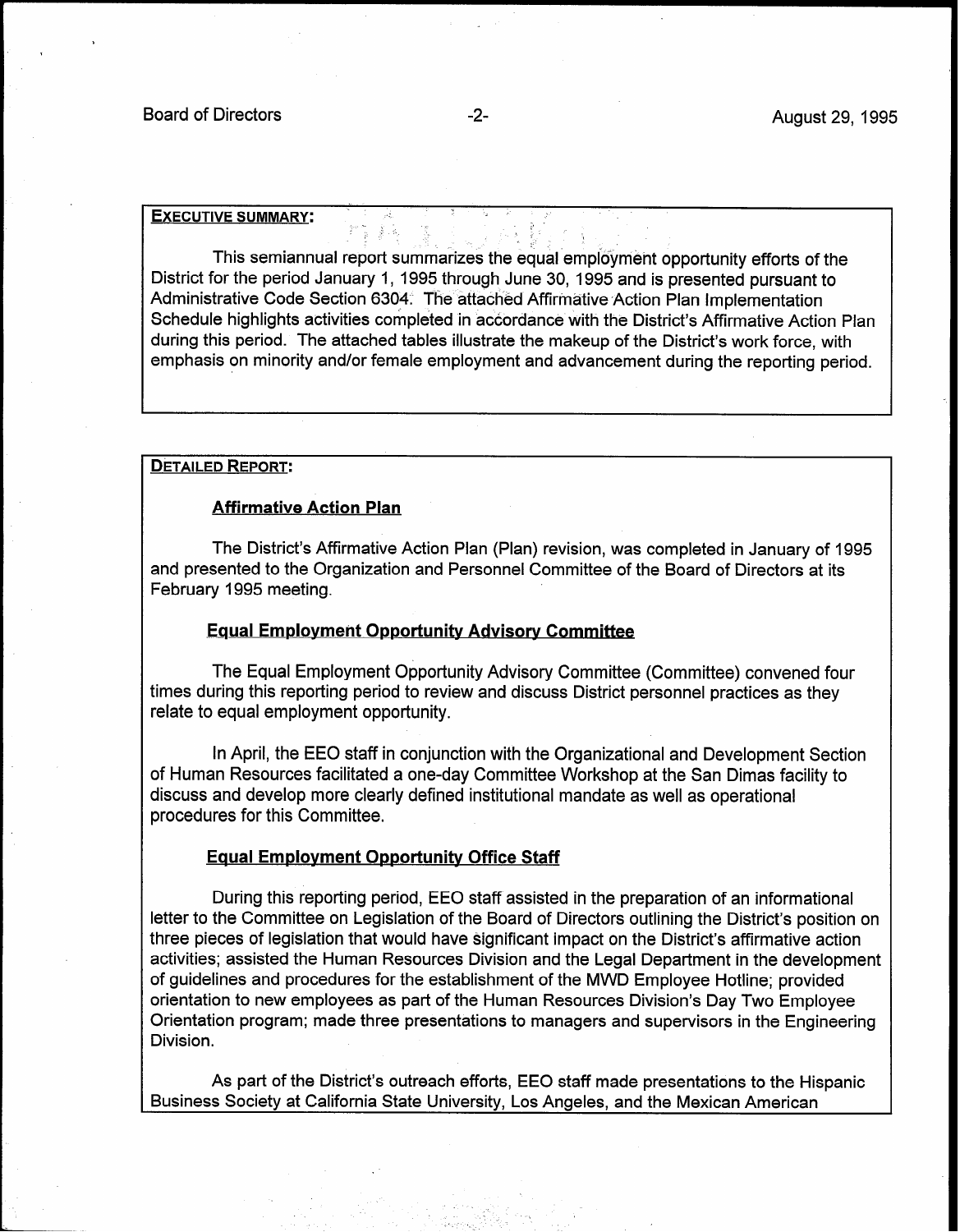**EXECUTIVE SUMMARY:**

This semiannual report summarizes the equal employment opportunity efforts of the District for the period January 1, 1995 through June 30, 1995 and is presented pursuant to Administrative Code Section 6304. The attached Affirmative Action Plan Implementation Schedule highlights activities completed in accordance with the District's Affirmative Action Plan during this period. The attached tables illustrate the makeup of the District's work force, with emphasis on minority and/or female employment and advancement during the reporting period.

**DETAILED REPORT:**

**Affirmative Action Plan**

The District's Affirmative Action Plan (Plan) revision, was completed in January of 1995 and presented to the Organization and Personnel Committee of the Board of Directors at its February 1995 meeting.

**Equal Employment Opportunity Advisory Committee**

The Equal Employment Opportunity Advisory Committee (Committee) convened four times during this reporting period to review and discuss District personnel practices as they relate to equal employment opportunity.

In April, the EEO staff in conjunction with the Organizational and Development Section of Human Resources facilitated a one-day Committee Workshop at the San Dimas facility to discuss and develop more clearly defined institutional mandate as well as operational procedures for this Committee.

**Equal Employment Opportunity Office Staff**

During this reporting period, EEO staff assisted in the preparation of an informational letter to the Committee on Legislation of the Board of Directors outlining the District's position on three pieces of legislation that would have significant impact on the District's affirmative action activities; assisted the Human Resources Division and the Legal Department in the development of guidelines and procedures for the establishment of the MWD Employee Hotline; provided orientation to new employees as part of the Human Resources Division's Day Two Employee Orientation program; made three presentations to managers and supervisors in the Engineering Division.

As part of the District's outreach efforts, EEO staff made presentations to the Hispanic Business Society at California State University, Los Angeles, and the Mexican American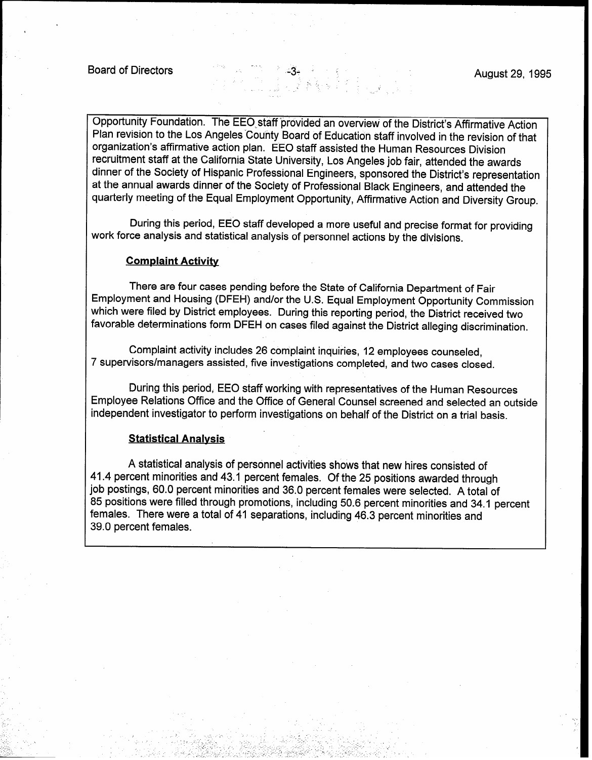Opportunity Foundation. The EEO staff provided an overview of the District's Affirmative Action Plan revision to the Los Angeles County Board of Education staff involved in the revision of that organization's affirmative action plan. EEO staff assisted the Human Resources Division recruitment staff at the California State University, Los Angeles job fair, attended the awards dinner of the Society of Hispanic Professional Engineers, sponsored the District's representation at the annual awards dinner of the Society of Professional Black Engineers, and attended the quarterly meeting of the Equal Employment Opportunity, Affirmative Action and Diversity Group.

During this period, EEO staff developed a more useful and precise format for providing work force analysis and statistical analysis of personnel actions by the divisions.

**Complaint Activity**

There are four cases pending before the State of California Department of Fair Employment and Housing (DFEH) and/or the U.S. Equal Employment Opportunity Commission which were filed by District employees. During this reporting period, the District received two favorable determinations form DFEH on cases filed against the District alleging discrimination.

Complaint activity includes 26 complaint inquiries, 12 employees counseled, 7 supervisors/managers assisted, five investigations completed, and two cases closed.

During this period, EEO staff working with representatives of the Human Resources Employee Relations Office and the Office of General Counsel screened and selected an outside independent investigator to perform investigations on behalf of the District on a trial basis.

**Statistical Analysis**

A statistical analysis of personnel activities shows that new hires consisted of 41.4 percent minorities and 43.1 percent females. Of the 25 positions awarded through job postings, 60.0 percent minorities and 36.0 percent females were selected. A total of 85 positions were filled through promotions, including 50.6 percent minorities and 34.1 percent females. There were a total of 41 separations, including 46.3 percent minorities and 39.0 percent females.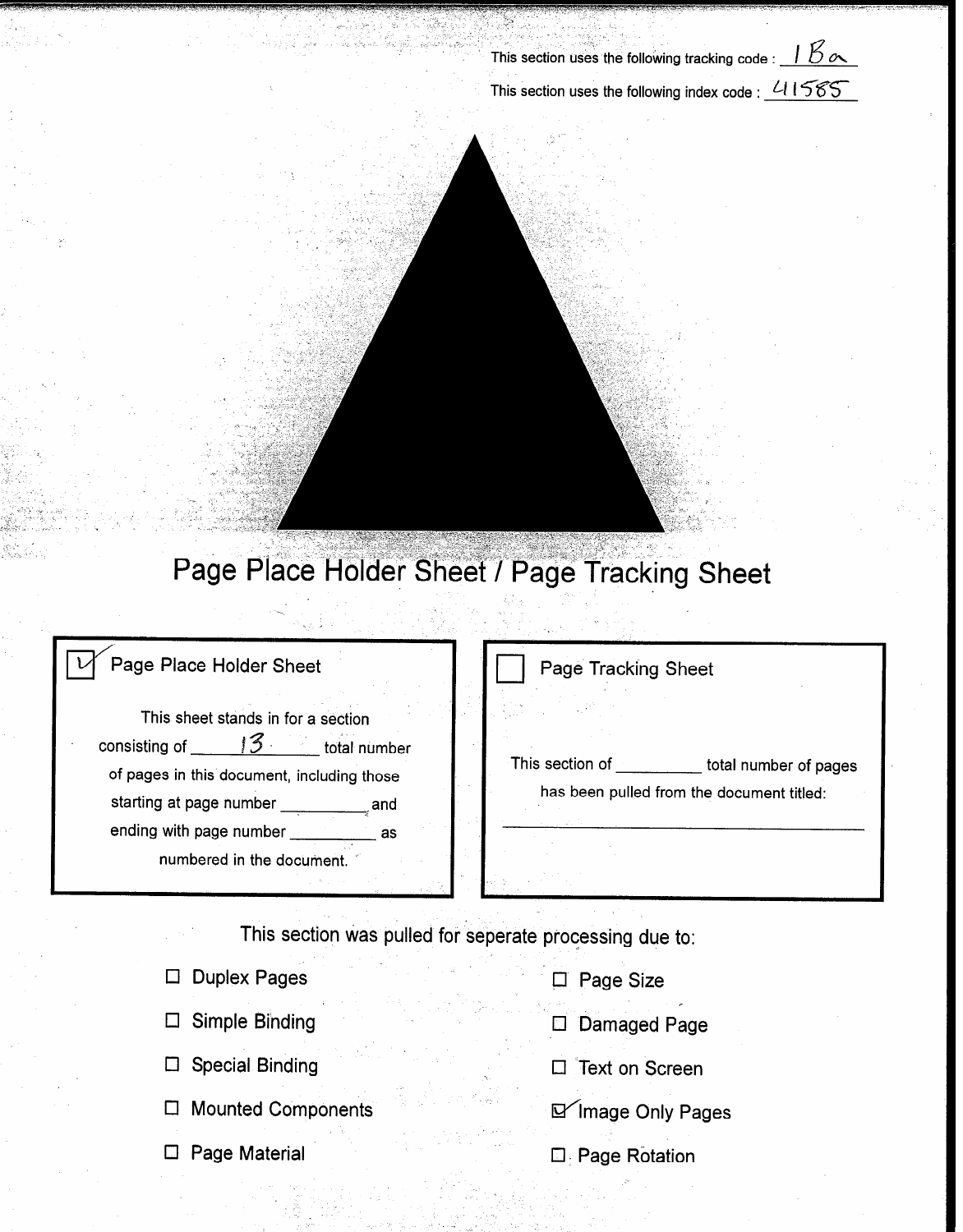This section uses the following tracking code : 1Ba

This section uses the following index code : 41585

# Page Place Holder Sheet / Page Tracking Sheet

☑ Page Place Holder Sheet

This sheet stands in for a section consisting of 13 total number of pages in this document, including those starting at page number ________ and ending with page number ________ as numbered in the document.

☐ Page Tracking Sheet

This section of ________ total number of pages has been pulled from the document titled:

________________________________

This section was pulled for seperate processing due to:

- ☐ Duplex Pages
- ☐ Simple Binding
- ☐ Special Binding
- ☐ Mounted Components
- ☐ Page Material
- ☐ Page Size
- ☐ Damaged Page
- ☐ Text on Screen
- ☑ Image Only Pages
- ☐ Page Rotation